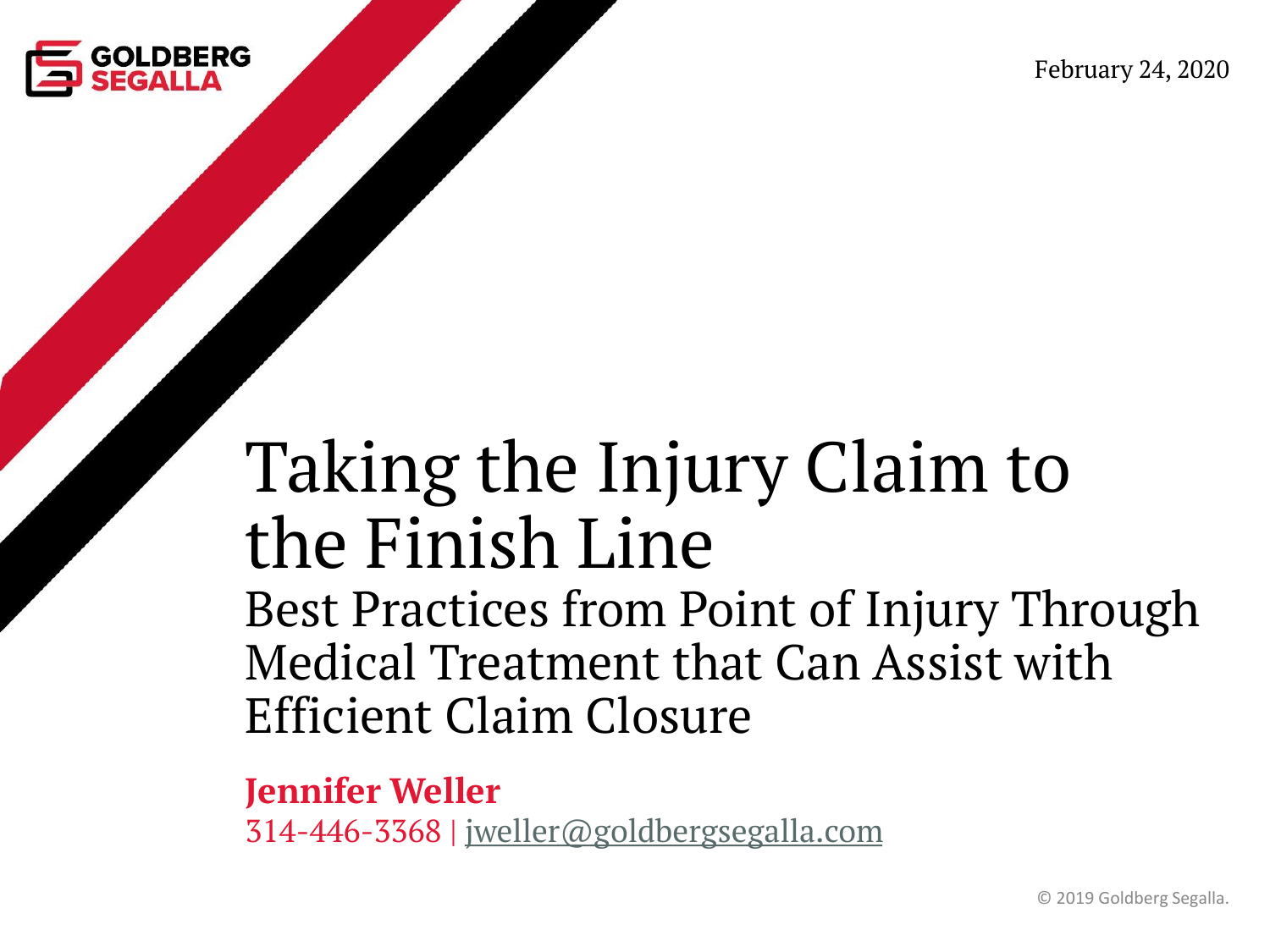GOLDBERG SEGALLA

February 24, 2020

# Taking the Injury Claim to the Finish Line

## Best Practices from Point of Injury Through Medical Treatment that Can Assist with Efficient Claim Closure

**Jennifer Weller**

314-446-3368 | jweller@goldbergsegalla.com

© 2019 Goldberg Segalla.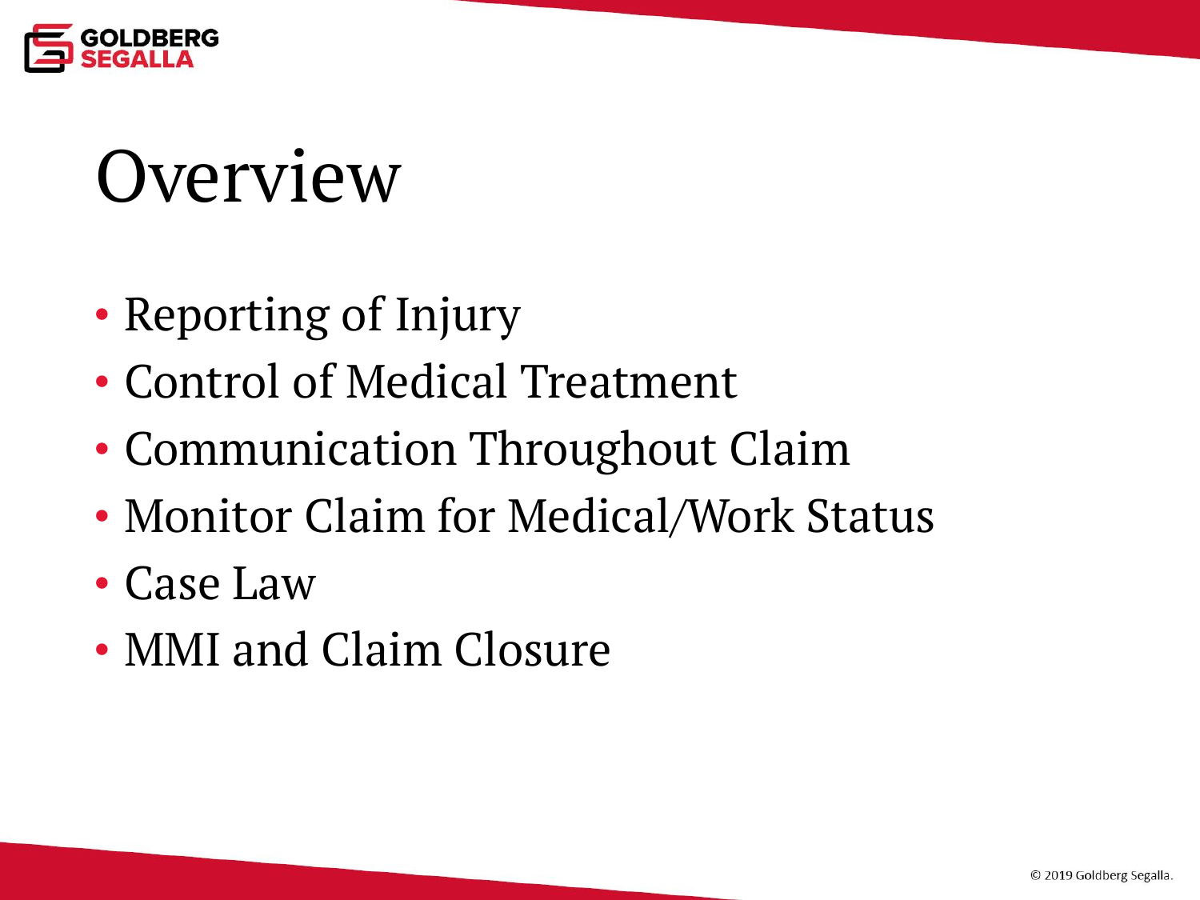# Overview

- Reporting of Injury
- Control of Medical Treatment
- Communication Throughout Claim
- Monitor Claim for Medical/Work Status
- Case Law
- MMI and Claim Closure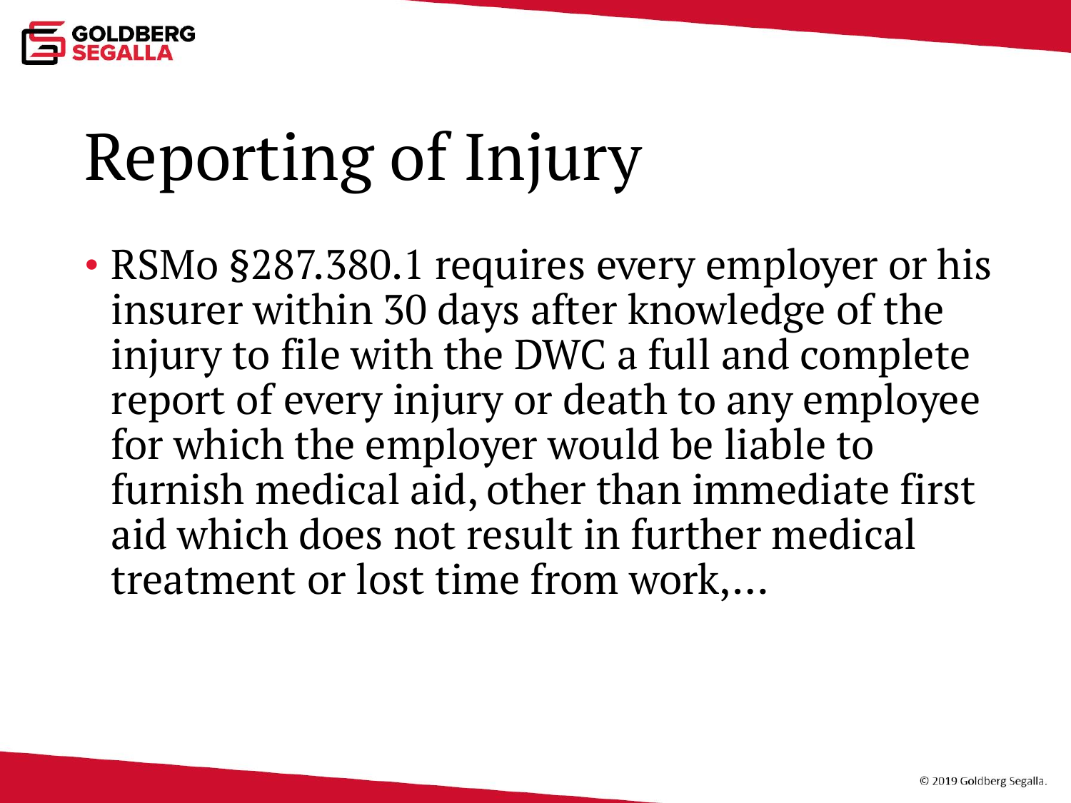# Reporting of Injury

- RSMo §287.380.1 requires every employer or his insurer within 30 days after knowledge of the injury to file with the DWC a full and complete report of every injury or death to any employee for which the employer would be liable to furnish medical aid, other than immediate first aid which does not result in further medical treatment or lost time from work,…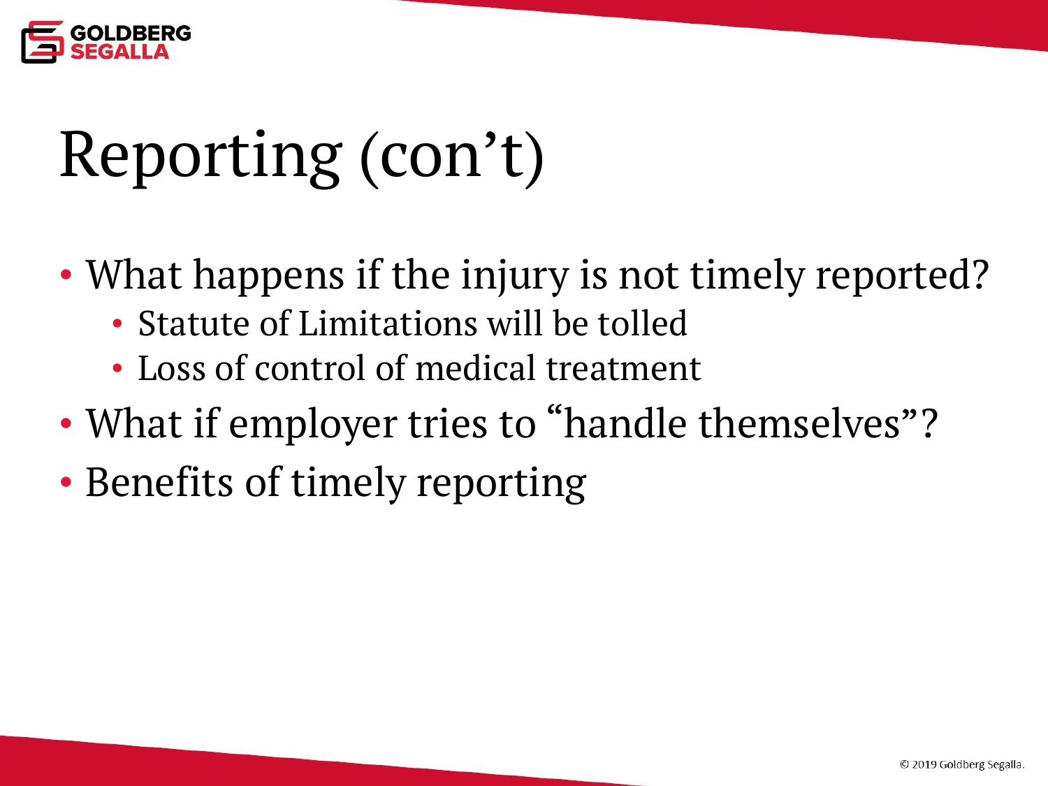# Reporting (con't)

- What happens if the injury is not timely reported?
  - Statute of Limitations will be tolled
  - Loss of control of medical treatment
- What if employer tries to "handle themselves"?
- Benefits of timely reporting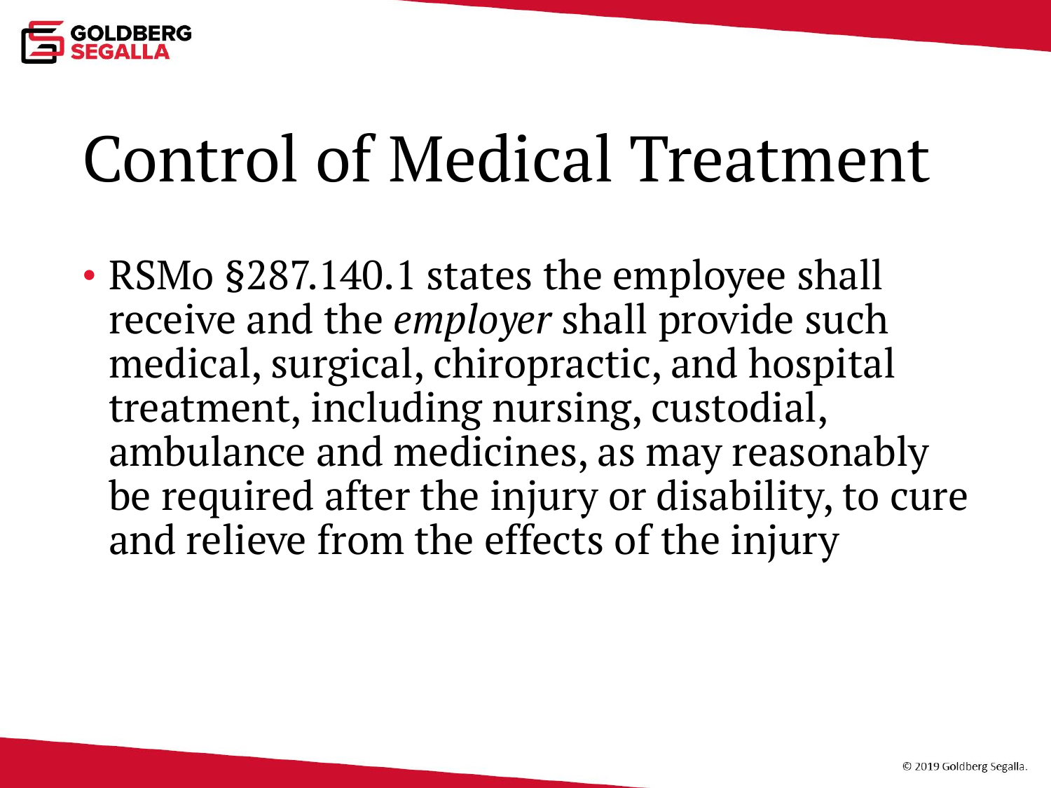# Control of Medical Treatment

- RSMo §287.140.1 states the employee shall receive and the *employer* shall provide such medical, surgical, chiropractic, and hospital treatment, including nursing, custodial, ambulance and medicines, as may reasonably be required after the injury or disability, to cure and relieve from the effects of the injury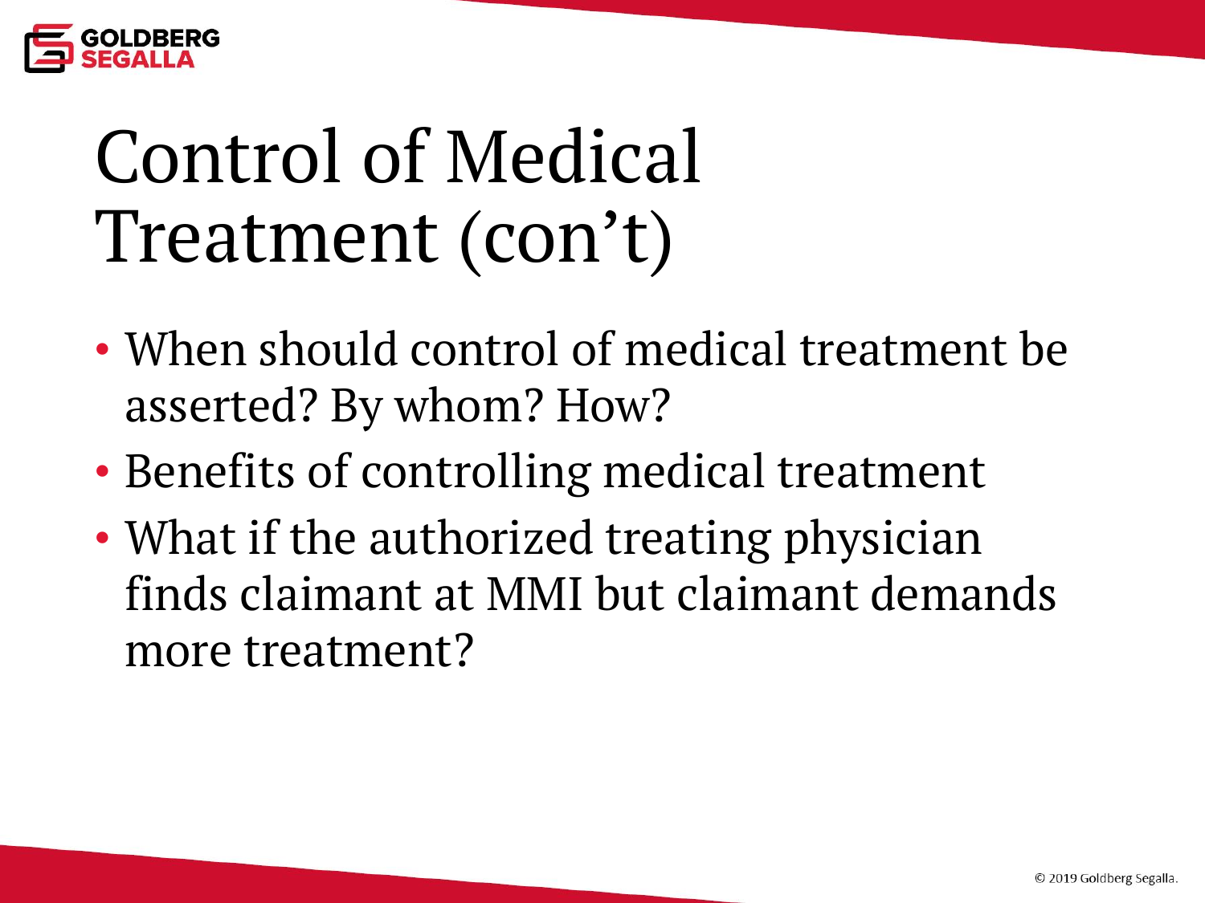# Control of Medical Treatment (con't)

- When should control of medical treatment be asserted? By whom? How?
- Benefits of controlling medical treatment
- What if the authorized treating physician finds claimant at MMI but claimant demands more treatment?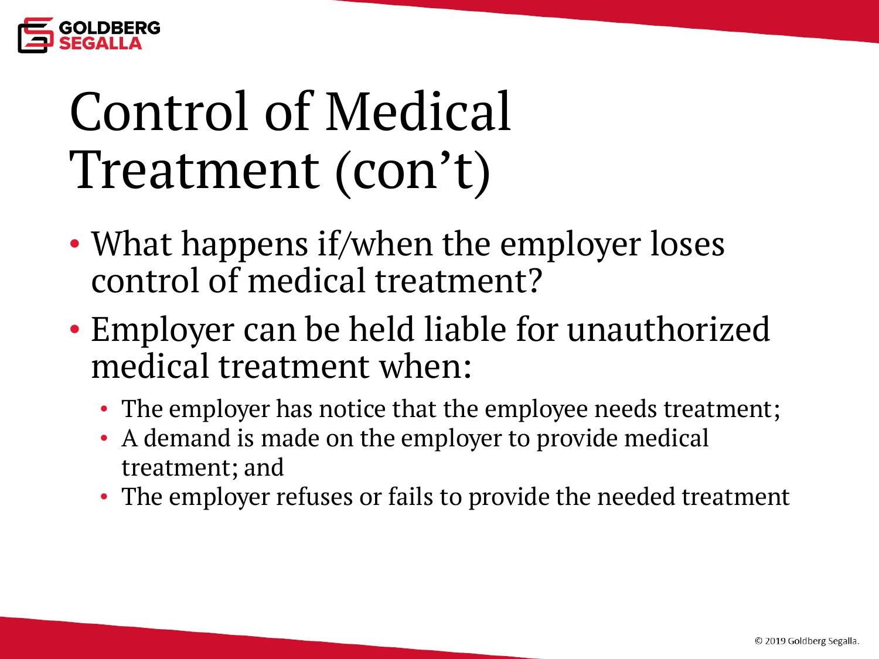# Control of Medical Treatment (con't)

- What happens if/when the employer loses control of medical treatment?
- Employer can be held liable for unauthorized medical treatment when:
  - The employer has notice that the employee needs treatment;
  - A demand is made on the employer to provide medical treatment; and
  - The employer refuses or fails to provide the needed treatment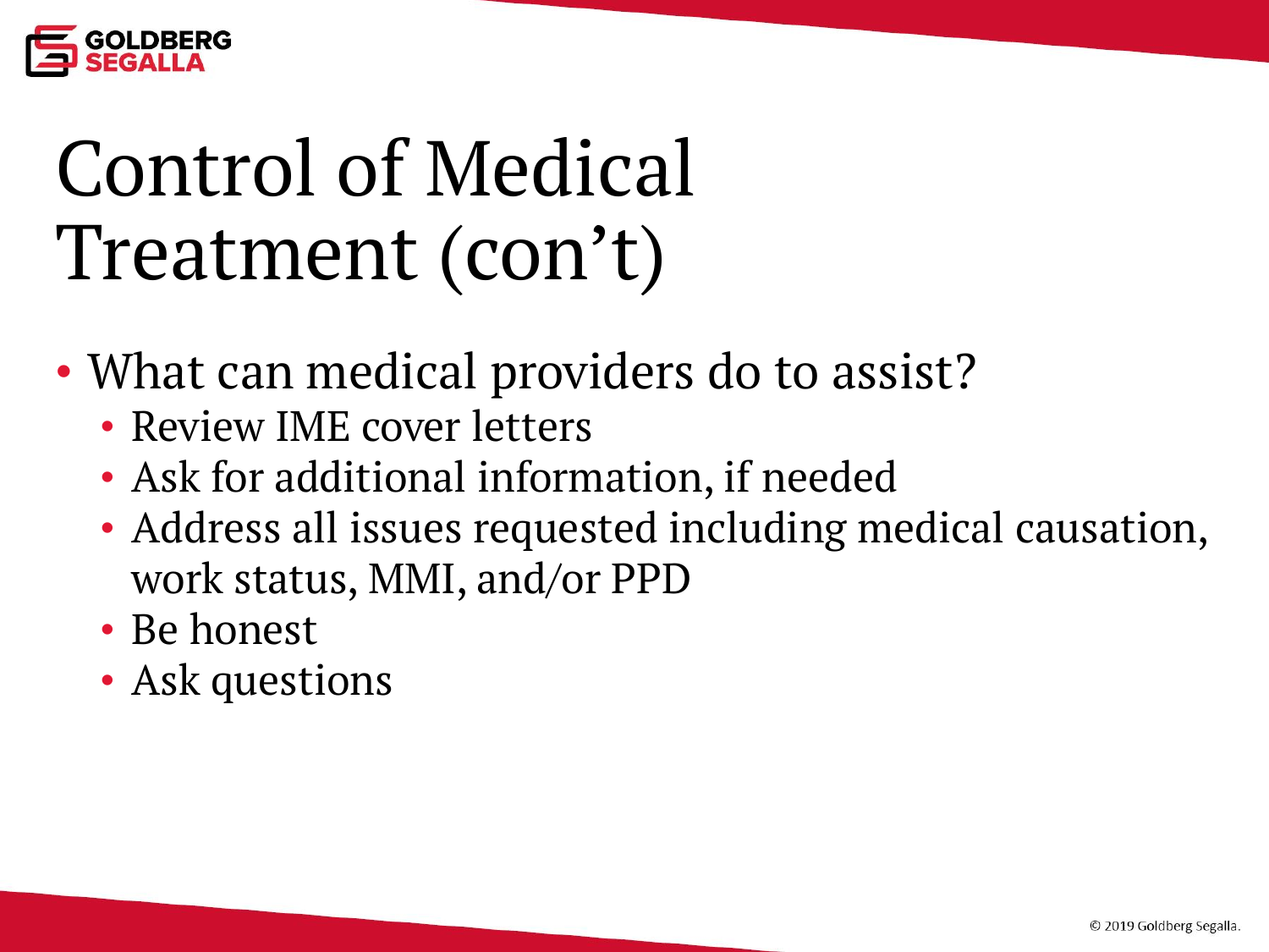# Control of Medical Treatment (con't)

- What can medical providers do to assist?
  - Review IME cover letters
  - Ask for additional information, if needed
  - Address all issues requested including medical causation, work status, MMI, and/or PPD
  - Be honest
  - Ask questions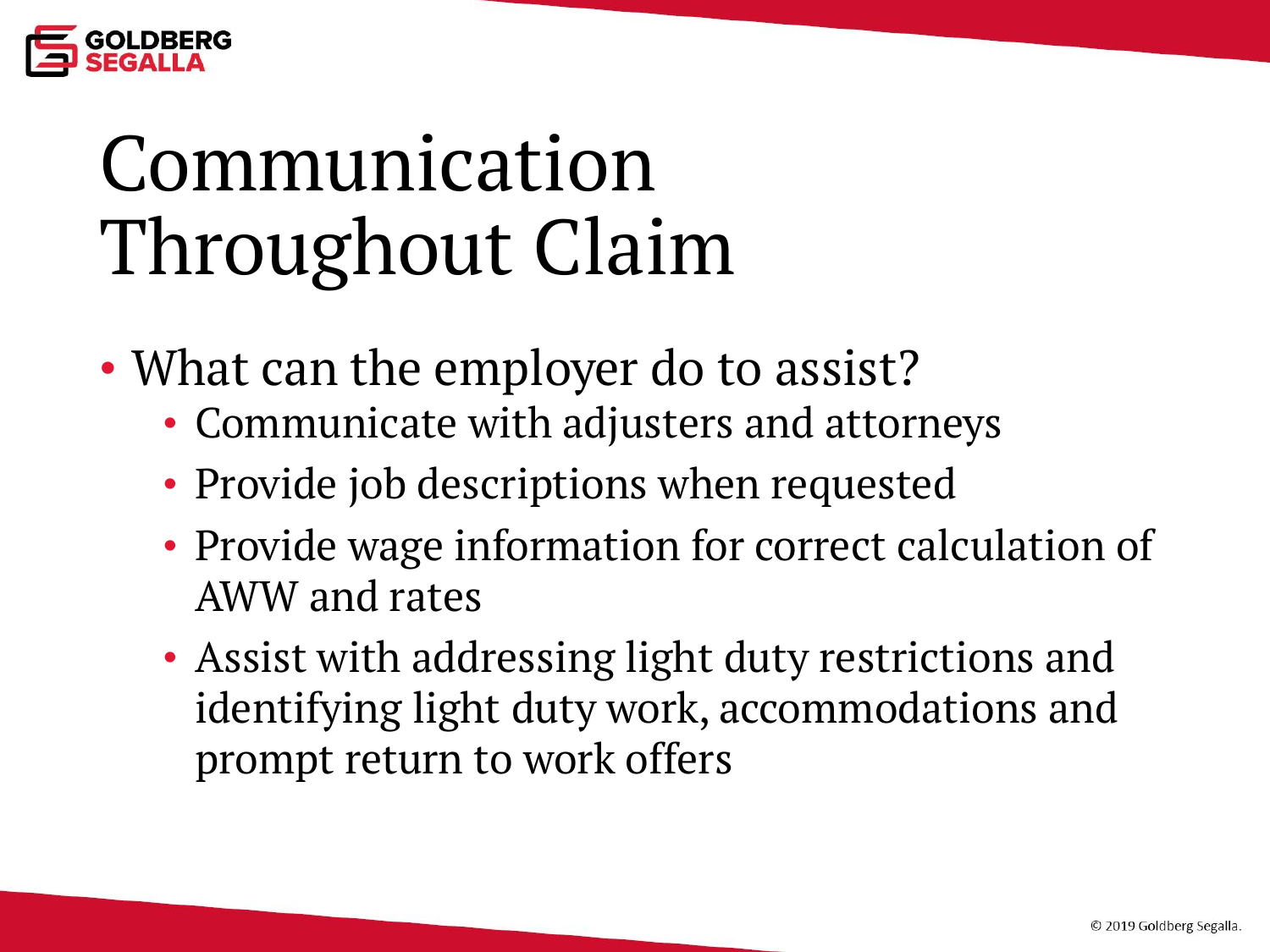# Communication Throughout Claim

- What can the employer do to assist?
  - Communicate with adjusters and attorneys
  - Provide job descriptions when requested
  - Provide wage information for correct calculation of AWW and rates
  - Assist with addressing light duty restrictions and identifying light duty work, accommodations and prompt return to work offers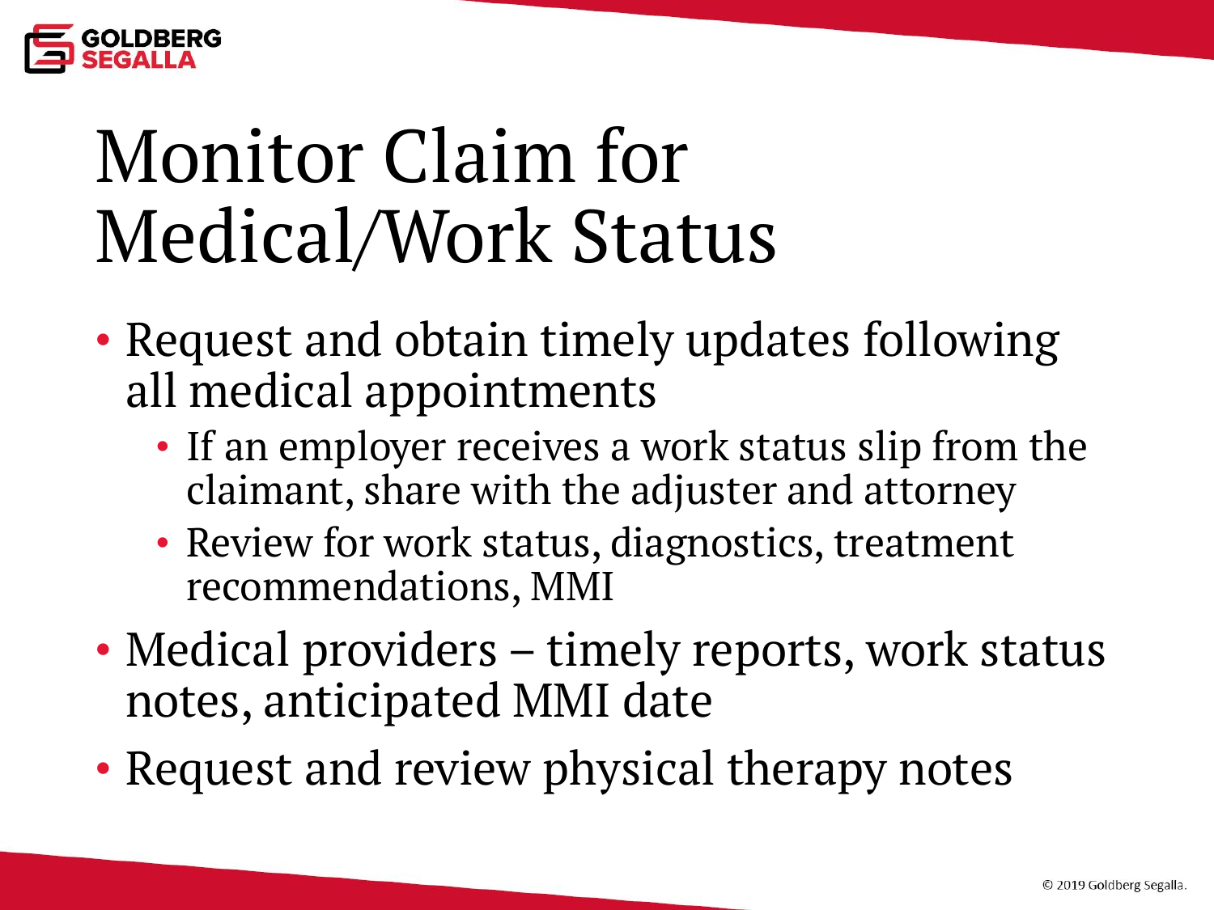# Monitor Claim for Medical/Work Status

- Request and obtain timely updates following all medical appointments
  - If an employer receives a work status slip from the claimant, share with the adjuster and attorney
  - Review for work status, diagnostics, treatment recommendations, MMI
- Medical providers – timely reports, work status notes, anticipated MMI date
- Request and review physical therapy notes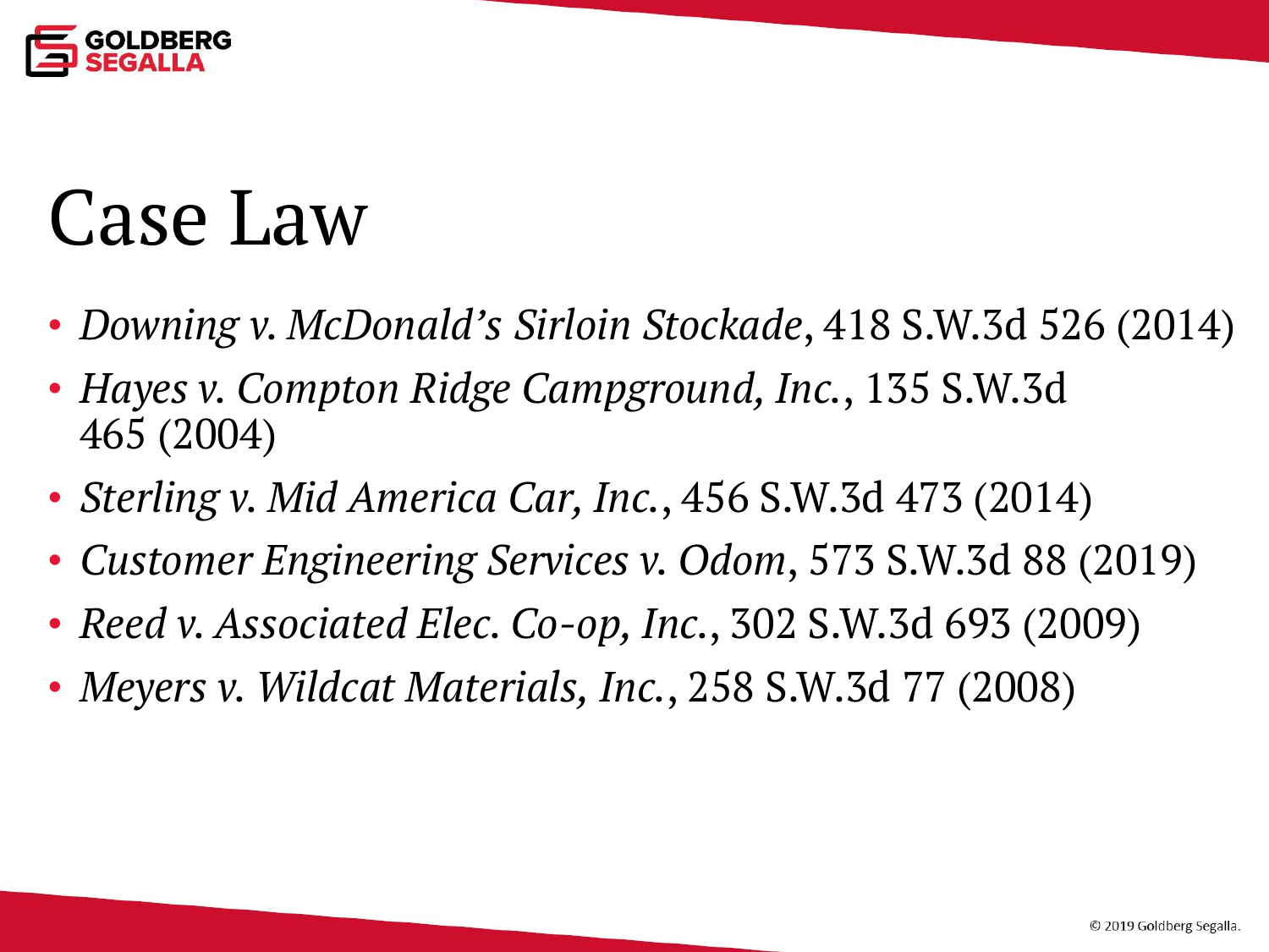# Case Law

- *Downing v. McDonald's Sirloin Stockade*, 418 S.W.3d 526 (2014)
- *Hayes v. Compton Ridge Campground, Inc.*, 135 S.W.3d 465 (2004)
- *Sterling v. Mid America Car, Inc.*, 456 S.W.3d 473 (2014)
- *Customer Engineering Services v. Odom*, 573 S.W.3d 88 (2019)
- *Reed v. Associated Elec. Co-op, Inc.*, 302 S.W.3d 693 (2009)
- *Meyers v. Wildcat Materials, Inc.*, 258 S.W.3d 77 (2008)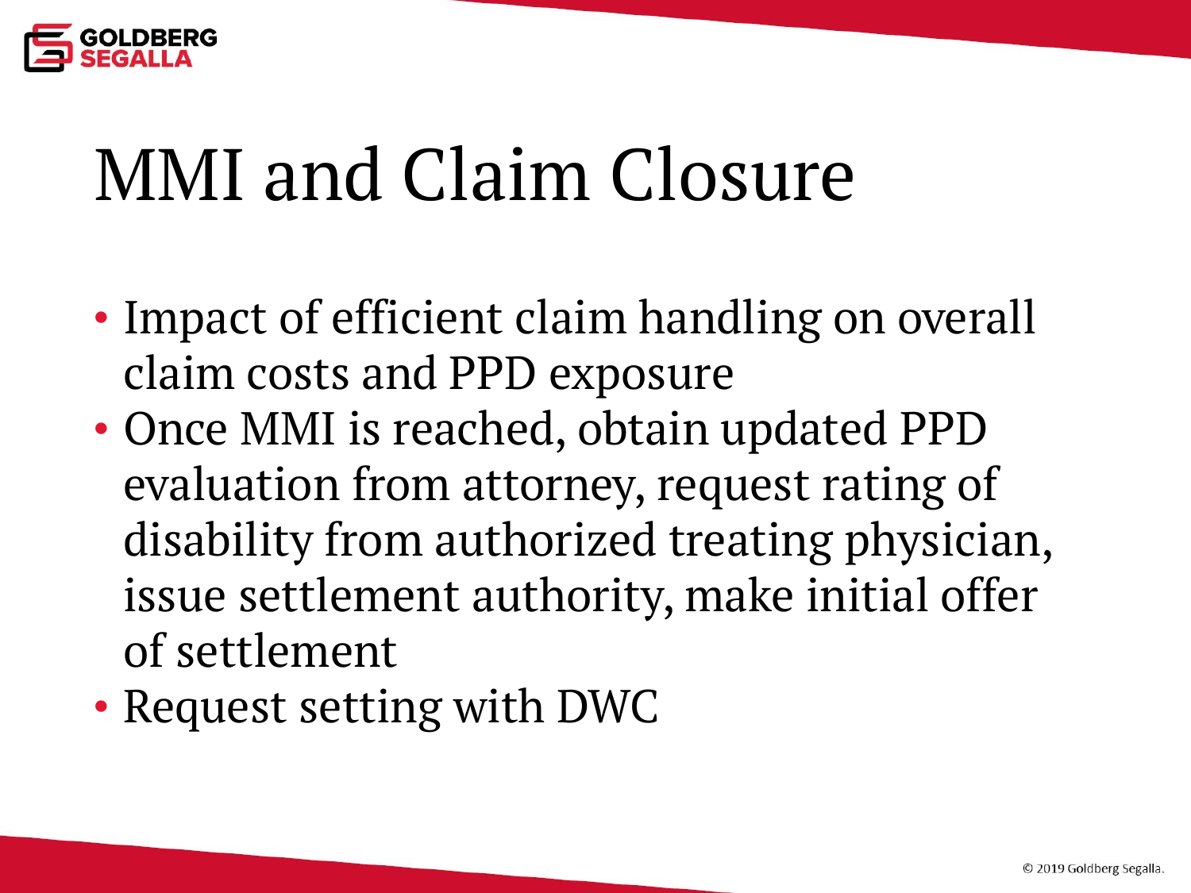# MMI and Claim Closure

- Impact of efficient claim handling on overall claim costs and PPD exposure
- Once MMI is reached, obtain updated PPD evaluation from attorney, request rating of disability from authorized treating physician, issue settlement authority, make initial offer of settlement
- Request setting with DWC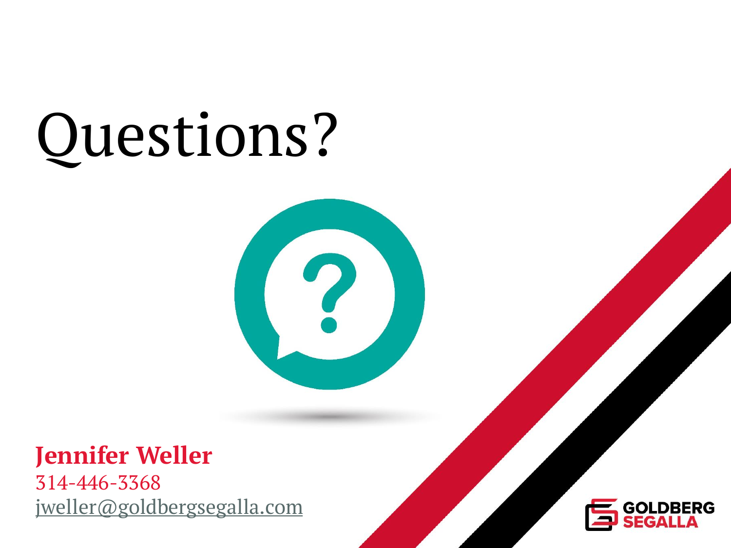# Questions?

**Jennifer Weller**
314-446-3368
jweller@goldbergsegalla.com

GOLDBERG SEGALLA